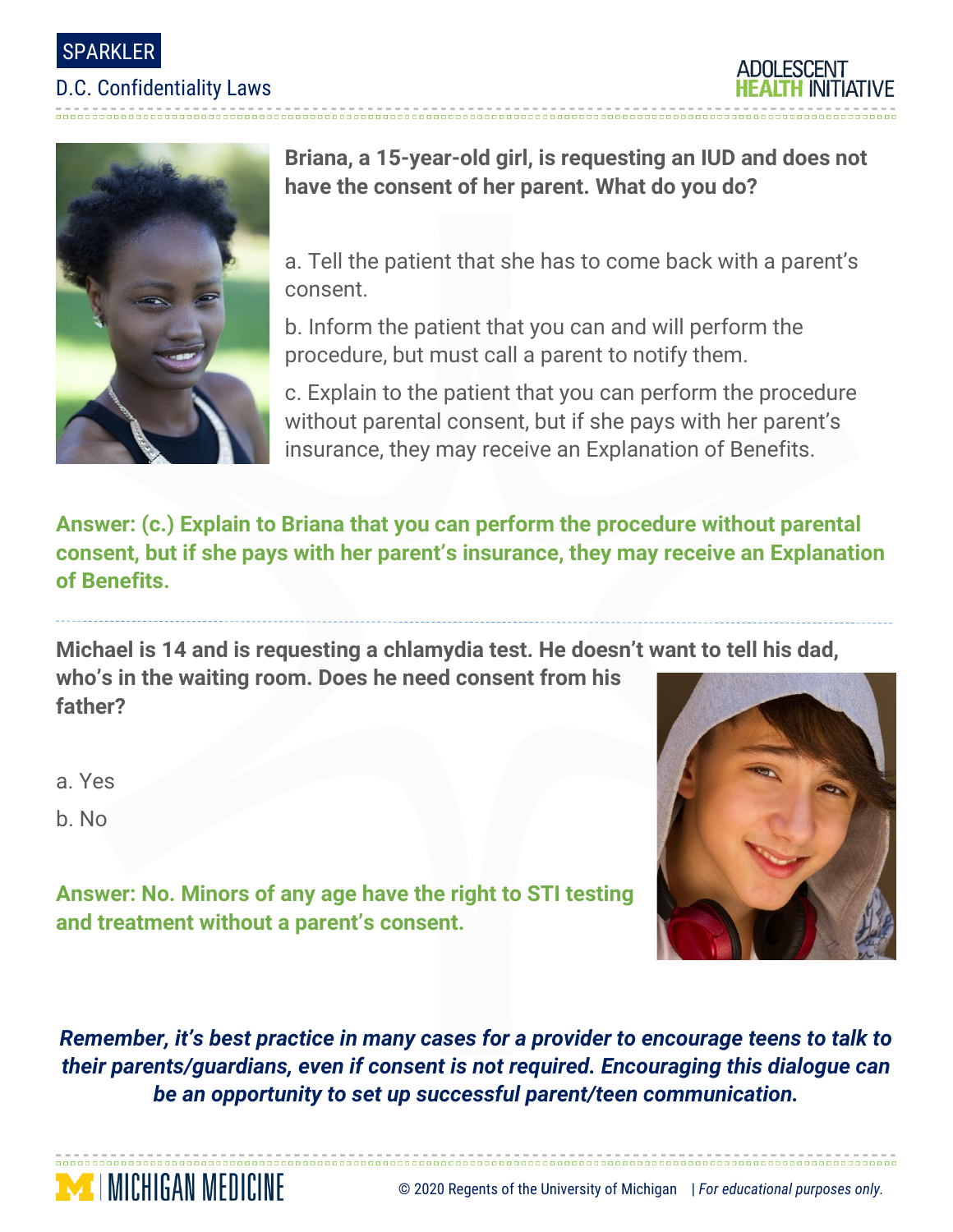SPARKLER

D.C. Confidentiality Laws

ADOLESCENT HEALTH INITIATIVE

**Briana, a 15-year-old girl, is requesting an IUD and does not have the consent of her parent. What do you do?**

a. Tell the patient that she has to come back with a parent's consent.

b. Inform the patient that you can and will perform the procedure, but must call a parent to notify them.

c. Explain to the patient that you can perform the procedure without parental consent, but if she pays with her parent's insurance, they may receive an Explanation of Benefits.

**Answer: (c.) Explain to Briana that you can perform the procedure without parental consent, but if she pays with her parent's insurance, they may receive an Explanation of Benefits.**

---

**Michael is 14 and is requesting a chlamydia test. He doesn't want to tell his dad, who's in the waiting room. Does he need consent from his father?**

a. Yes

b. No

**Answer: No. Minors of any age have the right to STI testing and treatment without a parent's consent.**

***Remember, it's best practice in many cases for a provider to encourage teens to talk to their parents/guardians, even if consent is not required. Encouraging this dialogue can be an opportunity to set up successful parent/teen communication.***

MICHIGAN MEDICINE

© 2020 Regents of the University of Michigan | *For educational purposes only.*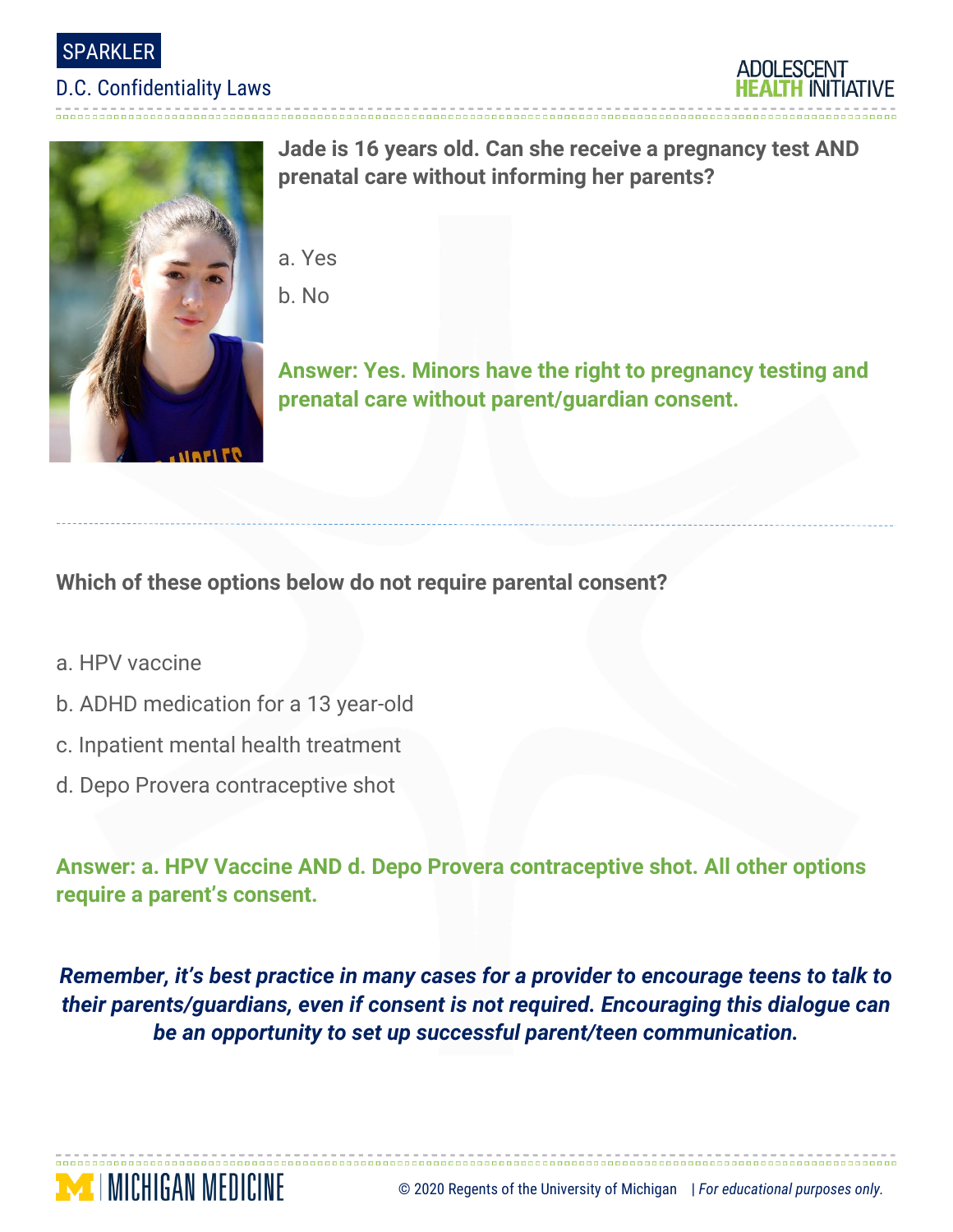Jade is 16 years old. Can she receive a pregnancy test AND prenatal care without informing her parents?

a. Yes

b. No

**Answer: Yes. Minors have the right to pregnancy testing and prenatal care without parent/guardian consent.**

**Which of these options below do not require parental consent?**

a. HPV vaccine

b. ADHD medication for a 13 year-old

c. Inpatient mental health treatment

d. Depo Provera contraceptive shot

**Answer: a. HPV Vaccine AND d. Depo Provera contraceptive shot. All other options require a parent's consent.**

***Remember, it's best practice in many cases for a provider to encourage teens to talk to their parents/guardians, even if consent is not required. Encouraging this dialogue can be an opportunity to set up successful parent/teen communication.***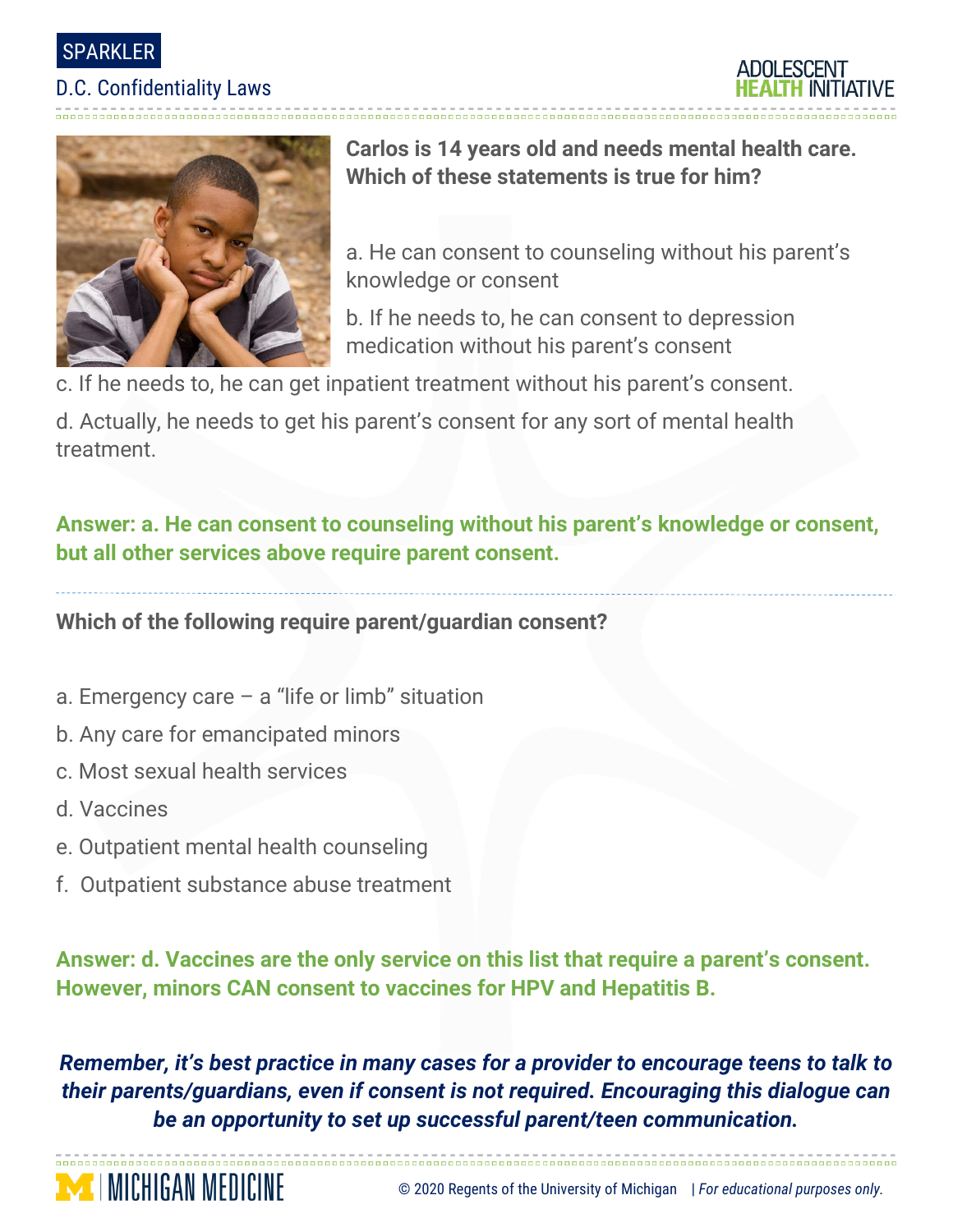SPARKLER

D.C. Confidentiality Laws

ADOLESCENT HEALTH INITIATIVE

**Carlos is 14 years old and needs mental health care. Which of these statements is true for him?**

a. He can consent to counseling without his parent's knowledge or consent

b. If he needs to, he can consent to depression medication without his parent's consent

c. If he needs to, he can get inpatient treatment without his parent's consent.

d. Actually, he needs to get his parent's consent for any sort of mental health treatment.

**Answer: a. He can consent to counseling without his parent's knowledge or consent, but all other services above require parent consent.**

---

**Which of the following require parent/guardian consent?**

a. Emergency care – a "life or limb" situation

b. Any care for emancipated minors

c. Most sexual health services

d. Vaccines

e. Outpatient mental health counseling

f. Outpatient substance abuse treatment

**Answer: d. Vaccines are the only service on this list that require a parent's consent. However, minors CAN consent to vaccines for HPV and Hepatitis B.**

***Remember, it's best practice in many cases for a provider to encourage teens to talk to their parents/guardians, even if consent is not required. Encouraging this dialogue can be an opportunity to set up successful parent/teen communication.***

MICHIGAN MEDICINE

© 2020 Regents of the University of Michigan | *For educational purposes only.*